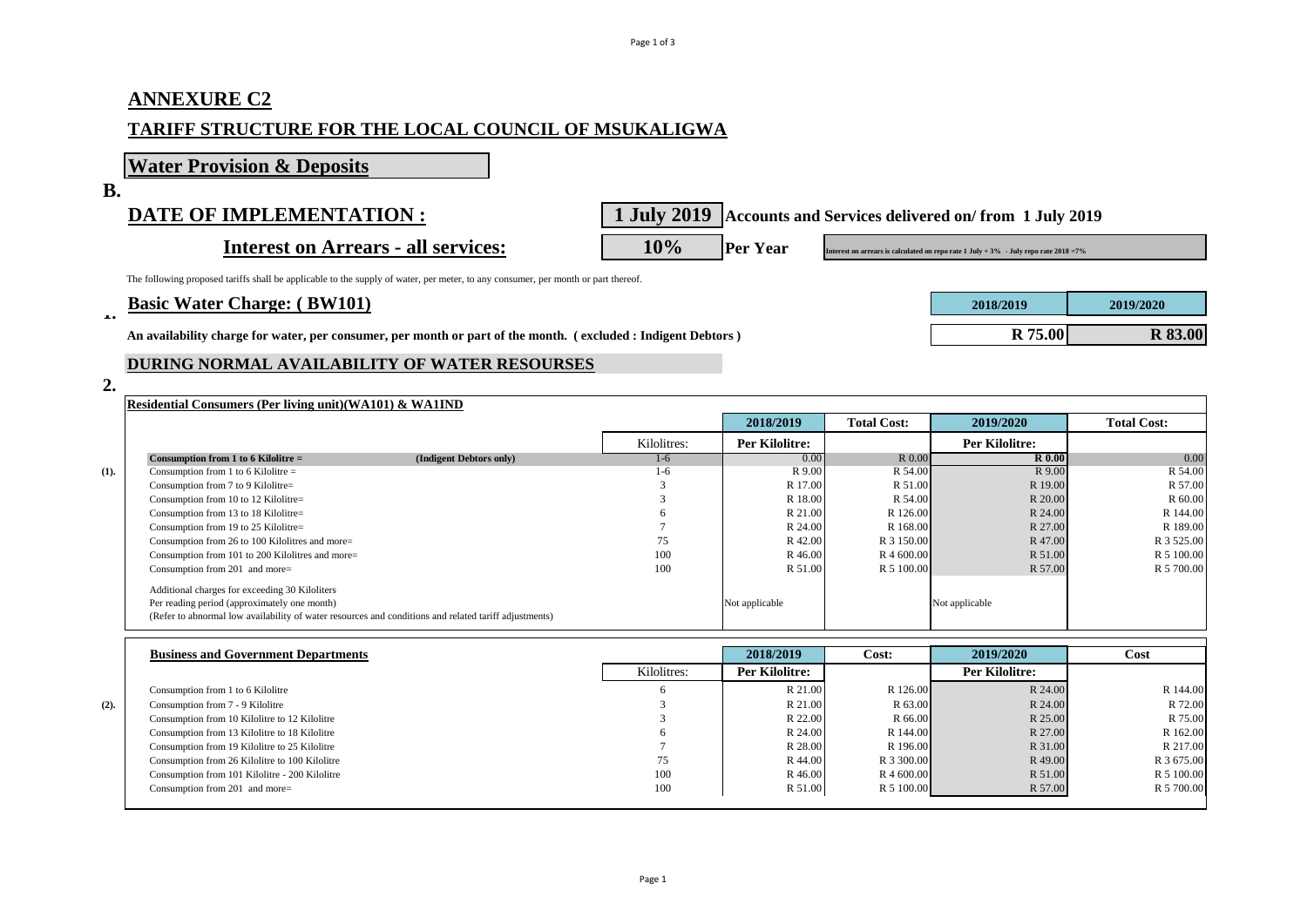## ANNEXURE C2

## TARIFF STRUCTURE FOR THE LOCAL COUNCIL OF MSUKALIGWA

### Water Provision & Deposits

**B.**

**DATE OF IMPLEMENTATION :** **1 July 2019** **Accounts and Services delivered on/ from 1 July 2019**

**Interest on Arrears - all services:** **10%** **Per Year** Interest on arrears is calculated on repo rate 1 July + 3% - July repo rate 2018 =7%

The following proposed tariffs shall be applicable to the supply of water, per meter, to any consumer, per month or part thereof.

**1.**

**Basic Water Charge: ( BW101)**

| | 2018/2019 | 2019/2020 |
|---|---|---|
| **An availability charge for water, per consumer, per month or part of the month. ( excluded : Indigent Debtors )** | **R 75.00** | **R 83.00** |

**DURING NORMAL AVAILABILITY OF WATER RESOURSES**

**2.**

**Residential Consumers (Per living unit)(WA101) & WA1IND**

| | | Kilolitres: | 2018/2019 Per Kilolitre: | Total Cost: | 2019/2020 Per Kilolitre: | Total Cost: |
|---|---|---|---|---|---|---|
| | **Consumption from 1 to 6 Kilolitre = (Indigent Debtors only)** | 1-6 | 0.00 | R 0.00 | **R 0.00** | 0.00 |
| (1). | Consumption from 1 to 6 Kilolitre = | 1-6 | R 9.00 | R 54.00 | R 9.00 | R 54.00 |
| | Consumption from 7 to 9 Kilolitre= | 3 | R 17.00 | R 51.00 | R 19.00 | R 57.00 |
| | Consumption from 10 to 12 Kilolitre= | 3 | R 18.00 | R 54.00 | R 20.00 | R 60.00 |
| | Consumption from 13 to 18 Kilolitre= | 6 | R 21.00 | R 126.00 | R 24.00 | R 144.00 |
| | Consumption from 19 to 25 Kilolitre= | 7 | R 24.00 | R 168.00 | R 27.00 | R 189.00 |
| | Consumption from 26 to 100 Kilolitres and more= | 75 | R 42.00 | R 3 150.00 | R 47.00 | R 3 525.00 |
| | Consumption from 101 to 200 Kilolitres and more= | 100 | R 46.00 | R 4 600.00 | R 51.00 | R 5 100.00 |
| | Consumption from 201 and more= | 100 | R 51.00 | R 5 100.00 | R 57.00 | R 5 700.00 |
| | Additional charges for exceeding 30 Kiloliters<br>Per reading period (approximately one month)<br>(Refer to abnormal low availability of water resources and conditions and related tariff adjustments) | | Not applicable | | Not applicable | |

**Business and Government Departments**

| | | Kilolitres: | 2018/2019 Per Kilolitre: | Cost: | 2019/2020 Per Kilolitre: | Cost |
|---|---|---|---|---|---|---|
| | Consumption from 1 to 6 Kilolitre | 6 | R 21.00 | R 126.00 | R 24.00 | R 144.00 |
| (2). | Consumption from 7 - 9 Kilolitre | 3 | R 21.00 | R 63.00 | R 24.00 | R 72.00 |
| | Consumption from 10 Kilolitre to 12 Kilolitre | 3 | R 22.00 | R 66.00 | R 25.00 | R 75.00 |
| | Consumption from 13 Kilolitre to 18 Kilolitre | 6 | R 24.00 | R 144.00 | R 27.00 | R 162.00 |
| | Consumption from 19 Kilolitre to 25 Kilolitre | 7 | R 28.00 | R 196.00 | R 31.00 | R 217.00 |
| | Consumption from 26 Kilolitre to 100 Kilolitre | 75 | R 44.00 | R 3 300.00 | R 49.00 | R 3 675.00 |
| | Consumption from 101 Kilolitre - 200 Kilolitre | 100 | R 46.00 | R 4 600.00 | R 51.00 | R 5 100.00 |
| | Consumption from 201 and more= | 100 | R 51.00 | R 5 100.00 | R 57.00 | R 5 700.00 |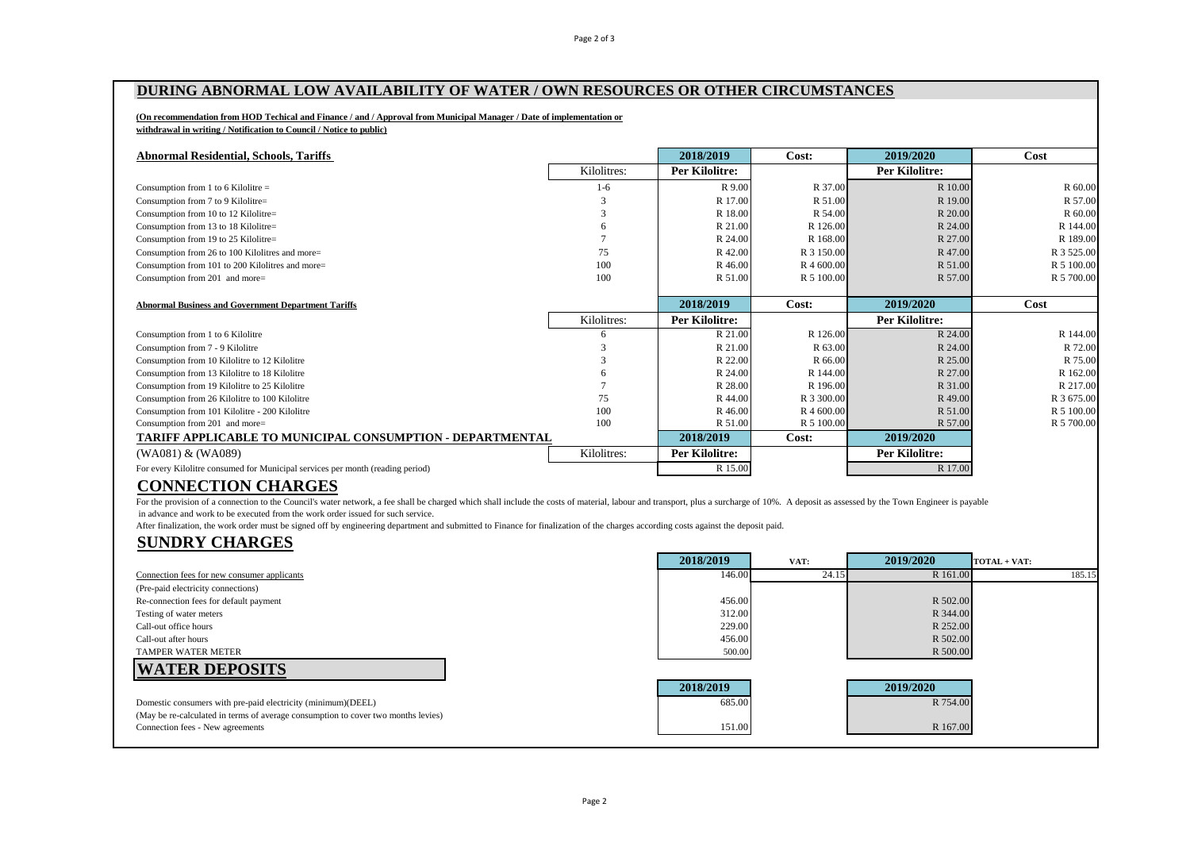# DURING ABNORMAL LOW AVAILABILITY OF WATER / OWN RESOURCES OR OTHER CIRCUMSTANCES

**(On recommendation from HOD Techical and Finance / and / Approval from Municipal Manager / Date of implementation or withdrawal in writing / Notification to Council / Notice to public)**

| Abnormal Residential, Schools, Tariffs | Kilolitres: | 2018/2019 Per Kilolitre: | Cost: | 2019/2020 Per Kilolitre: | Cost |
|---|---|---|---|---|---|
| Consumption from 1 to 6 Kilolitre = | 1-6 | R 9.00 | R 37.00 | R 10.00 | R 60.00 |
| Consumption from 7 to 9 Kilolitre= | 3 | R 17.00 | R 51.00 | R 19.00 | R 57.00 |
| Consumption from 10 to 12 Kilolitre= | 3 | R 18.00 | R 54.00 | R 20.00 | R 60.00 |
| Consumption from 13 to 18 Kilolitre= | 6 | R 21.00 | R 126.00 | R 24.00 | R 144.00 |
| Consumption from 19 to 25 Kilolitre= | 7 | R 24.00 | R 168.00 | R 27.00 | R 189.00 |
| Consumption from 26 to 100 Kilolitres and more= | 75 | R 42.00 | R 3 150.00 | R 47.00 | R 3 525.00 |
| Consumption from 101 to 200 Kilolitres and more= | 100 | R 46.00 | R 4 600.00 | R 51.00 | R 5 100.00 |
| Consumption from 201 and more= | 100 | R 51.00 | R 5 100.00 | R 57.00 | R 5 700.00 |

| Abnormal Business and Government Department Tariffs | Kilolitres: | 2018/2019 Per Kilolitre: | Cost: | 2019/2020 Per Kilolitre: | Cost |
|---|---|---|---|---|---|
| Consumption from 1 to 6 Kilolitre | 6 | R 21.00 | R 126.00 | R 24.00 | R 144.00 |
| Consumption from 7 - 9 Kilolitre | 3 | R 21.00 | R 63.00 | R 24.00 | R 72.00 |
| Consumption from 10 Kilolitre to 12 Kilolitre | 3 | R 22.00 | R 66.00 | R 25.00 | R 75.00 |
| Consumption from 13 Kilolitre to 18 Kilolitre | 6 | R 24.00 | R 144.00 | R 27.00 | R 162.00 |
| Consumption from 19 Kilolitre to 25 Kilolitre | 7 | R 28.00 | R 196.00 | R 31.00 | R 217.00 |
| Consumption from 26 Kilolitre to 100 Kilolitre | 75 | R 44.00 | R 3 300.00 | R 49.00 | R 3 675.00 |
| Consumption from 101 Kilolitre - 200 Kilolitre | 100 | R 46.00 | R 4 600.00 | R 51.00 | R 5 100.00 |
| Consumption from 201 and more= | 100 | R 51.00 | R 5 100.00 | R 57.00 | R 5 700.00 |

| TARIFF APPLICABLE TO MUNICIPAL CONSUMPTION - DEPARTMENTAL (WA081) & (WA089) | Kilolitres: | 2018/2019 Per Kilolitre: | Cost: | 2019/2020 Per Kilolitre: |
|---|---|---|---|---|
| For every Kilolitre consumed for Municipal services per month (reading period) | | R 15.00 | | R 17.00 |

## CONNECTION CHARGES

For the provision of a connection to the Council's water network, a fee shall be charged which shall include the costs of material, labour and transport, plus a surcharge of 10%. A deposit as assessed by the Town Engineer is payable in advance and work to be executed from the work order issued for such service.

After finalization, the work order must be signed off by engineering department and submitted to Finance for finalization of the charges according costs against the deposit paid.

## SUNDRY CHARGES

| | 2018/2019 | VAT: | 2019/2020 | TOTAL + VAT: |
|---|---|---|---|---|
| Connection fees for new consumer applicants | 146.00 | 24.15 | R 161.00 | 185.15 |
| (Pre-paid electricity connections) | | | | |
| Re-connection fees for default payment | 456.00 | | R 502.00 | |
| Testing of water meters | 312.00 | | R 344.00 | |
| Call-out office hours | 229.00 | | R 252.00 | |
| Call-out after hours | 456.00 | | R 502.00 | |
| TAMPER WATER METER | 500.00 | | R 500.00 | |

## WATER DEPOSITS

| | 2018/2019 | 2019/2020 |
|---|---|---|
| Domestic consumers with pre-paid electricity (minimum)(DEEL) | 685.00 | R 754.00 |
| (May be re-calculated in terms of average consumption to cover two months levies) | | |
| Connection fees - New agreements | 151.00 | R 167.00 |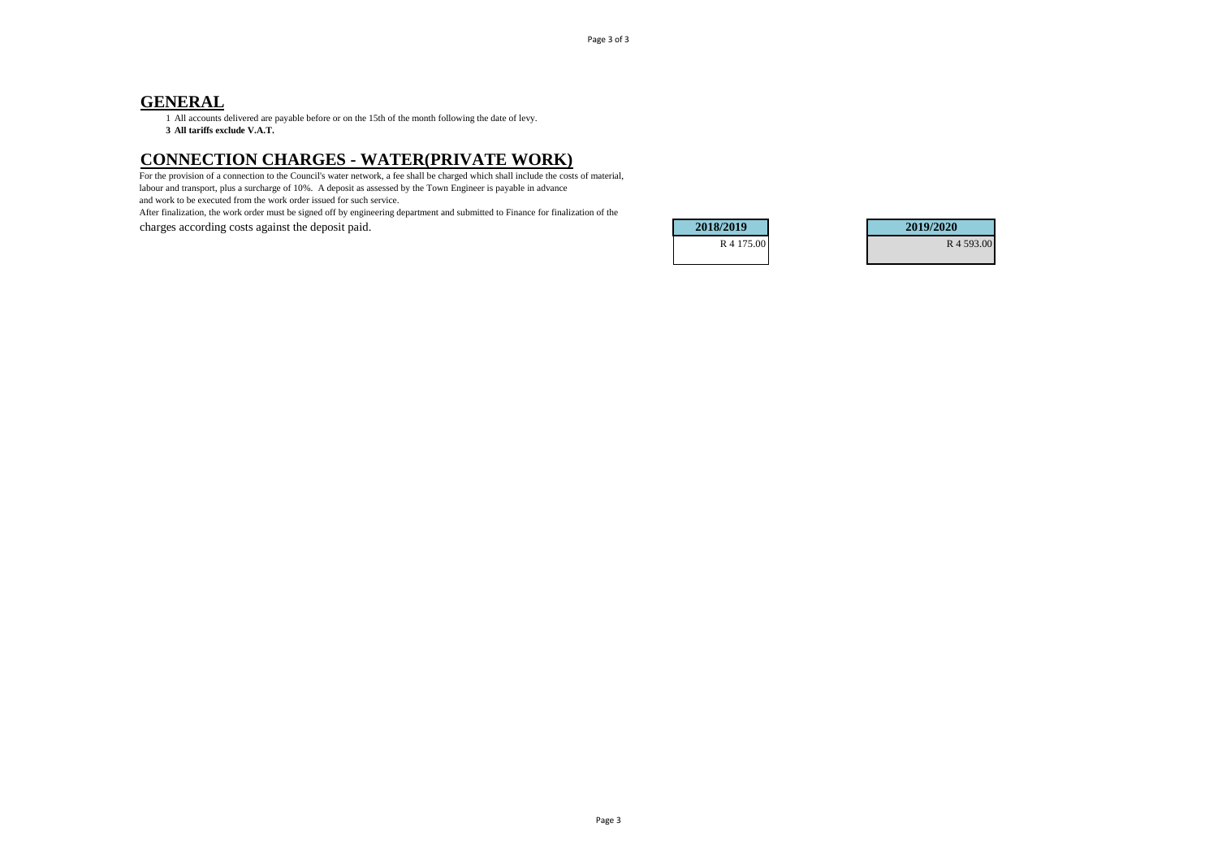## GENERAL

1 All accounts delivered are payable before or on the 15th of the month following the date of levy.

**3 All tariffs exclude V.A.T.**

## CONNECTION CHARGES - WATER(PRIVATE WORK)

For the provision of a connection to the Council's water network, a fee shall be charged which shall include the costs of material, labour and transport, plus a surcharge of 10%. A deposit as assessed by the Town Engineer is payable in advance and work to be executed from the work order issued for such service.

After finalization, the work order must be signed off by engineering department and submitted to Finance for finalization of the charges according costs against the deposit paid.

| 2018/2019 | 2019/2020 |
|---|---|
| R 4 175.00 | R 4 593.00 |